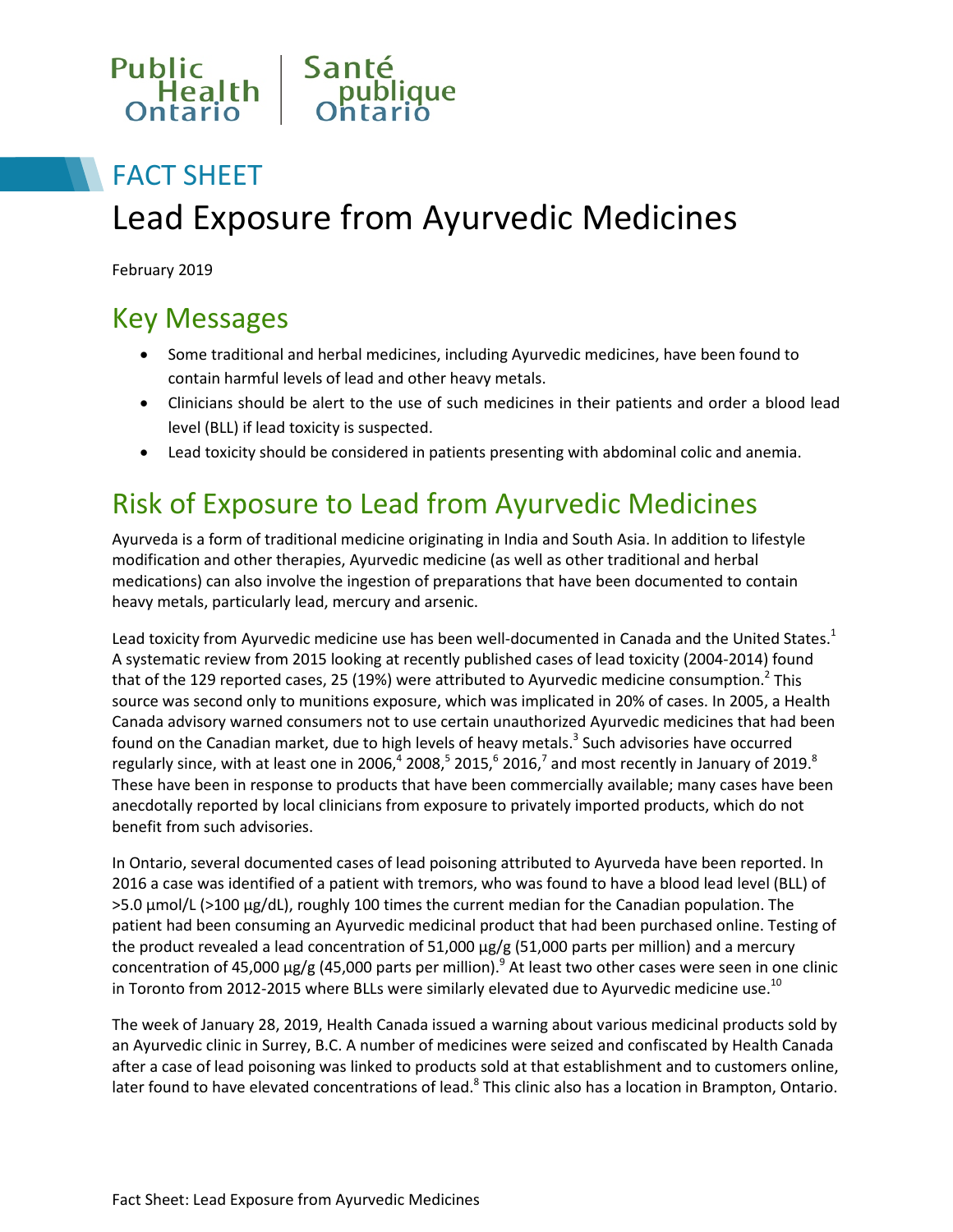Public Health Ontario | Santé publique Ontario

FACT SHEET

# Lead Exposure from Ayurvedic Medicines

February 2019

## Key Messages

- Some traditional and herbal medicines, including Ayurvedic medicines, have been found to contain harmful levels of lead and other heavy metals.
- Clinicians should be alert to the use of such medicines in their patients and order a blood lead level (BLL) if lead toxicity is suspected.
- Lead toxicity should be considered in patients presenting with abdominal colic and anemia.

## Risk of Exposure to Lead from Ayurvedic Medicines

Ayurveda is a form of traditional medicine originating in India and South Asia. In addition to lifestyle modification and other therapies, Ayurvedic medicine (as well as other traditional and herbal medications) can also involve the ingestion of preparations that have been documented to contain heavy metals, particularly lead, mercury and arsenic.

Lead toxicity from Ayurvedic medicine use has been well-documented in Canada and the United States.[1] A systematic review from 2015 looking at recently published cases of lead toxicity (2004-2014) found that of the 129 reported cases, 25 (19%) were attributed to Ayurvedic medicine consumption.[2] This source was second only to munitions exposure, which was implicated in 20% of cases. In 2005, a Health Canada advisory warned consumers not to use certain unauthorized Ayurvedic medicines that had been found on the Canadian market, due to high levels of heavy metals.[3] Such advisories have occurred regularly since, with at least one in 2006,[4] 2008,[5] 2015,[6] 2016,[7] and most recently in January of 2019.[8] These have been in response to products that have been commercially available; many cases have been anecdotally reported by local clinicians from exposure to privately imported products, which do not benefit from such advisories.

In Ontario, several documented cases of lead poisoning attributed to Ayurveda have been reported. In 2016 a case was identified of a patient with tremors, who was found to have a blood lead level (BLL) of >5.0 µmol/L (>100 µg/dL), roughly 100 times the current median for the Canadian population. The patient had been consuming an Ayurvedic medicinal product that had been purchased online. Testing of the product revealed a lead concentration of 51,000 µg/g (51,000 parts per million) and a mercury concentration of 45,000 µg/g (45,000 parts per million).[9] At least two other cases were seen in one clinic in Toronto from 2012-2015 where BLLs were similarly elevated due to Ayurvedic medicine use.[10]

The week of January 28, 2019, Health Canada issued a warning about various medicinal products sold by an Ayurvedic clinic in Surrey, B.C. A number of medicines were seized and confiscated by Health Canada after a case of lead poisoning was linked to products sold at that establishment and to customers online, later found to have elevated concentrations of lead.[8] This clinic also has a location in Brampton, Ontario.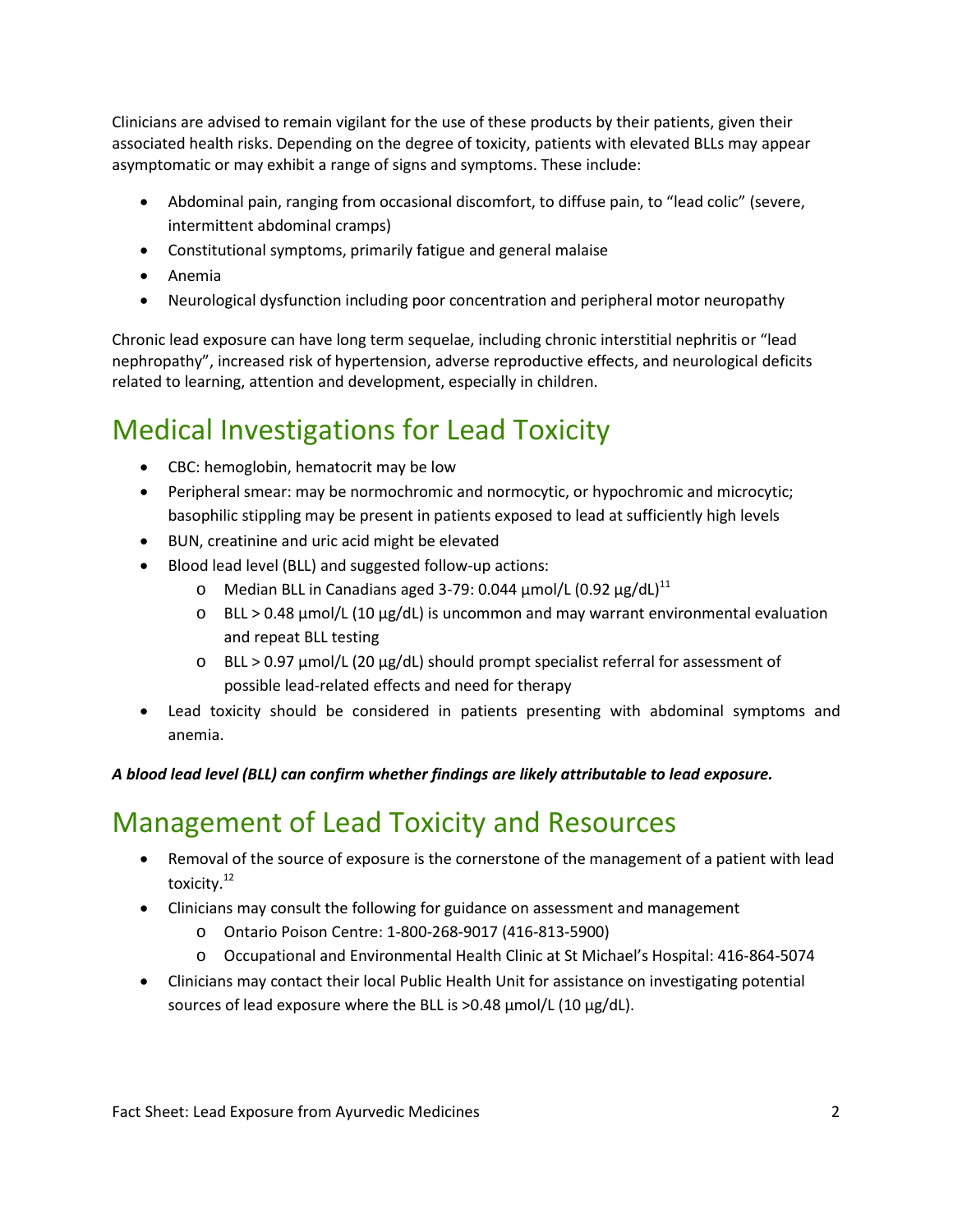Clinicians are advised to remain vigilant for the use of these products by their patients, given their associated health risks. Depending on the degree of toxicity, patients with elevated BLLs may appear asymptomatic or may exhibit a range of signs and symptoms. These include:

- Abdominal pain, ranging from occasional discomfort, to diffuse pain, to "lead colic" (severe, intermittent abdominal cramps)
- Constitutional symptoms, primarily fatigue and general malaise
- Anemia
- Neurological dysfunction including poor concentration and peripheral motor neuropathy

Chronic lead exposure can have long term sequelae, including chronic interstitial nephritis or "lead nephropathy", increased risk of hypertension, adverse reproductive effects, and neurological deficits related to learning, attention and development, especially in children.

# Medical Investigations for Lead Toxicity

- CBC: hemoglobin, hematocrit may be low
- Peripheral smear: may be normochromic and normocytic, or hypochromic and microcytic; basophilic stippling may be present in patients exposed to lead at sufficiently high levels
- BUN, creatinine and uric acid might be elevated
- Blood lead level (BLL) and suggested follow-up actions:
    - Median BLL in Canadians aged 3-79: 0.044 µmol/L (0.92 µg/dL)[11]
    - BLL > 0.48 µmol/L (10 µg/dL) is uncommon and may warrant environmental evaluation and repeat BLL testing
    - BLL > 0.97 µmol/L (20 µg/dL) should prompt specialist referral for assessment of possible lead-related effects and need for therapy
- Lead toxicity should be considered in patients presenting with abdominal symptoms and anemia.

***A blood lead level (BLL) can confirm whether findings are likely attributable to lead exposure.***

# Management of Lead Toxicity and Resources

- Removal of the source of exposure is the cornerstone of the management of a patient with lead toxicity.[12]
- Clinicians may consult the following for guidance on assessment and management
    - Ontario Poison Centre: 1-800-268-9017 (416-813-5900)
    - Occupational and Environmental Health Clinic at St Michael's Hospital: 416-864-5074
- Clinicians may contact their local Public Health Unit for assistance on investigating potential sources of lead exposure where the BLL is >0.48 µmol/L (10 µg/dL).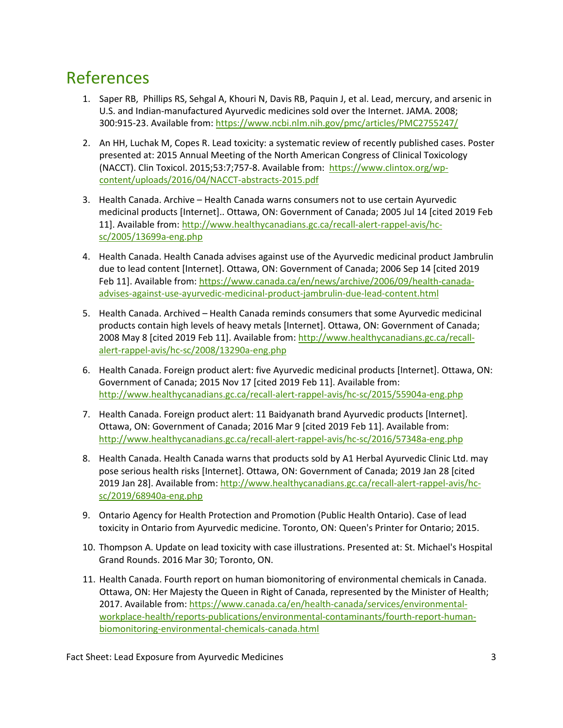# References

1. Saper RB, Phillips RS, Sehgal A, Khouri N, Davis RB, Paquin J, et al. Lead, mercury, and arsenic in U.S. and Indian-manufactured Ayurvedic medicines sold over the Internet. JAMA. 2008; 300:915-23. Available from: https://www.ncbi.nlm.nih.gov/pmc/articles/PMC2755247/

2. An HH, Luchak M, Copes R. Lead toxicity: a systematic review of recently published cases. Poster presented at: 2015 Annual Meeting of the North American Congress of Clinical Toxicology (NACCT). Clin Toxicol. 2015;53:7;757-8. Available from: https://www.clintox.org/wp-content/uploads/2016/04/NACCT-abstracts-2015.pdf

3. Health Canada. Archive – Health Canada warns consumers not to use certain Ayurvedic medicinal products [Internet].. Ottawa, ON: Government of Canada; 2005 Jul 14 [cited 2019 Feb 11]. Available from: http://www.healthycanadians.gc.ca/recall-alert-rappel-avis/hc-sc/2005/13699a-eng.php

4. Health Canada. Health Canada advises against use of the Ayurvedic medicinal product Jambrulin due to lead content [Internet]. Ottawa, ON: Government of Canada; 2006 Sep 14 [cited 2019 Feb 11]. Available from: https://www.canada.ca/en/news/archive/2006/09/health-canada-advises-against-use-ayurvedic-medicinal-product-jambrulin-due-lead-content.html

5. Health Canada. Archived – Health Canada reminds consumers that some Ayurvedic medicinal products contain high levels of heavy metals [Internet]. Ottawa, ON: Government of Canada; 2008 May 8 [cited 2019 Feb 11]. Available from: http://www.healthycanadians.gc.ca/recall-alert-rappel-avis/hc-sc/2008/13290a-eng.php

6. Health Canada. Foreign product alert: five Ayurvedic medicinal products [Internet]. Ottawa, ON: Government of Canada; 2015 Nov 17 [cited 2019 Feb 11]. Available from: http://www.healthycanadians.gc.ca/recall-alert-rappel-avis/hc-sc/2015/55904a-eng.php

7. Health Canada. Foreign product alert: 11 Baidyanath brand Ayurvedic products [Internet]. Ottawa, ON: Government of Canada; 2016 Mar 9 [cited 2019 Feb 11]. Available from: http://www.healthycanadians.gc.ca/recall-alert-rappel-avis/hc-sc/2016/57348a-eng.php

8. Health Canada. Health Canada warns that products sold by A1 Herbal Ayurvedic Clinic Ltd. may pose serious health risks [Internet]. Ottawa, ON: Government of Canada; 2019 Jan 28 [cited 2019 Jan 28]. Available from: http://www.healthycanadians.gc.ca/recall-alert-rappel-avis/hc-sc/2019/68940a-eng.php

9. Ontario Agency for Health Protection and Promotion (Public Health Ontario). Case of lead toxicity in Ontario from Ayurvedic medicine. Toronto, ON: Queen's Printer for Ontario; 2015.

10. Thompson A. Update on lead toxicity with case illustrations. Presented at: St. Michael's Hospital Grand Rounds. 2016 Mar 30; Toronto, ON.

11. Health Canada. Fourth report on human biomonitoring of environmental chemicals in Canada. Ottawa, ON: Her Majesty the Queen in Right of Canada, represented by the Minister of Health; 2017. Available from: https://www.canada.ca/en/health-canada/services/environmental-workplace-health/reports-publications/environmental-contaminants/fourth-report-human-biomonitoring-environmental-chemicals-canada.html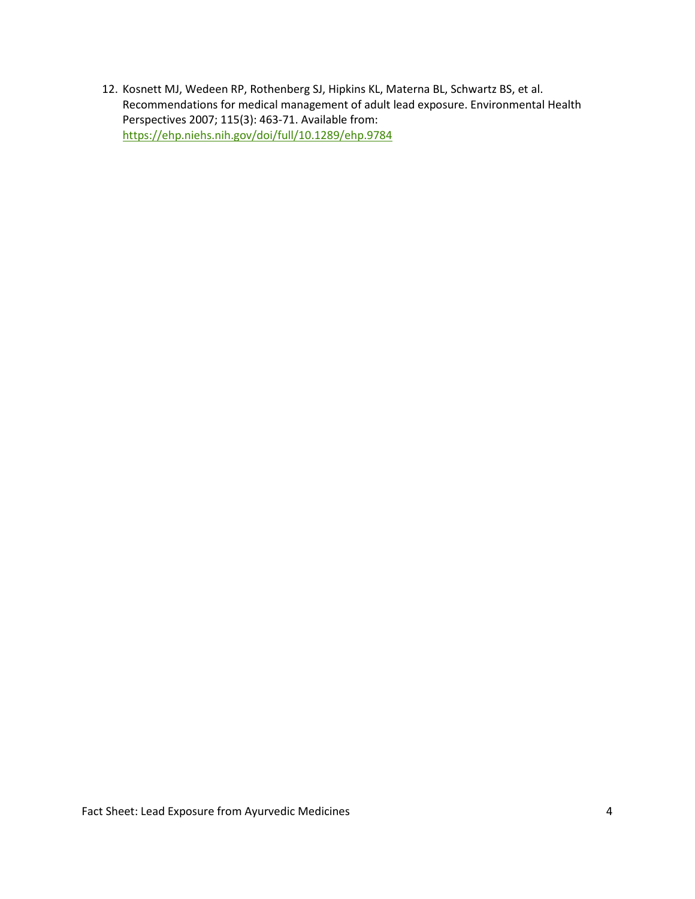12. Kosnett MJ, Wedeen RP, Rothenberg SJ, Hipkins KL, Materna BL, Schwartz BS, et al. Recommendations for medical management of adult lead exposure. Environmental Health Perspectives 2007; 115(3): 463-71. Available from: https://ehp.niehs.nih.gov/doi/full/10.1289/ehp.9784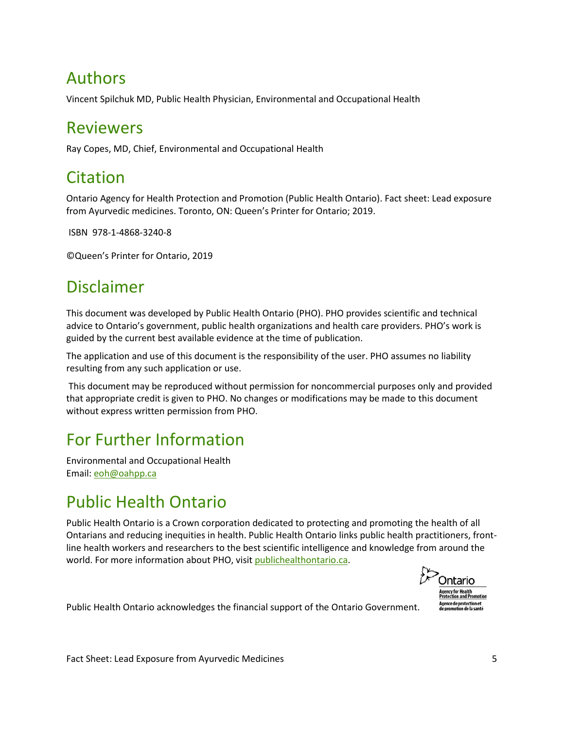## Authors

Vincent Spilchuk MD, Public Health Physician, Environmental and Occupational Health

## Reviewers

Ray Copes, MD, Chief, Environmental and Occupational Health

## Citation

Ontario Agency for Health Protection and Promotion (Public Health Ontario). Fact sheet: Lead exposure from Ayurvedic medicines. Toronto, ON: Queen's Printer for Ontario; 2019.

ISBN 978-1-4868-3240-8

©Queen's Printer for Ontario, 2019

## Disclaimer

This document was developed by Public Health Ontario (PHO). PHO provides scientific and technical advice to Ontario's government, public health organizations and health care providers. PHO's work is guided by the current best available evidence at the time of publication.

The application and use of this document is the responsibility of the user. PHO assumes no liability resulting from any such application or use.

This document may be reproduced without permission for noncommercial purposes only and provided that appropriate credit is given to PHO. No changes or modifications may be made to this document without express written permission from PHO.

## For Further Information

Environmental and Occupational Health
Email: eoh@oahpp.ca

## Public Health Ontario

Public Health Ontario is a Crown corporation dedicated to protecting and promoting the health of all Ontarians and reducing inequities in health. Public Health Ontario links public health practitioners, front-line health workers and researchers to the best scientific intelligence and knowledge from around the world. For more information about PHO, visit publichealthontario.ca.

Public Health Ontario acknowledges the financial support of the Ontario Government.

Ontario
Agency for Health Protection and Promotion
Agence de protection et de promotion de la santé